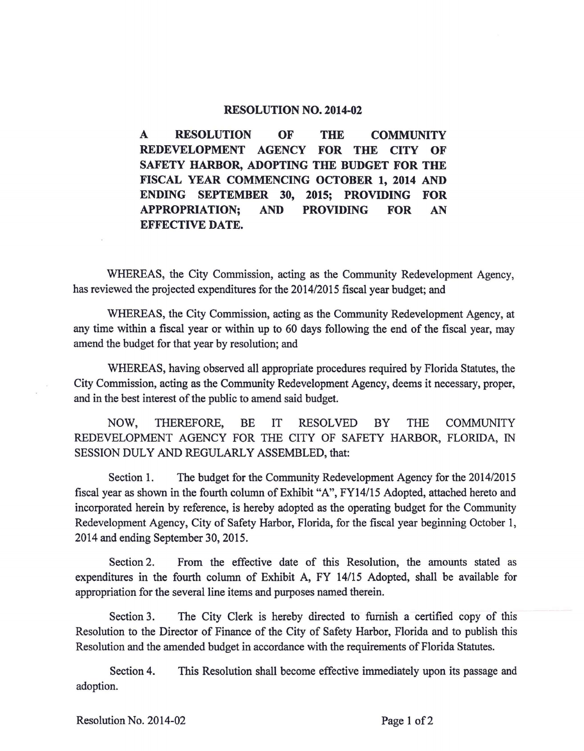# RESOLUTION NO. 2014-02

**A RESOLUTION OF THE COMMUNITY REDEVELOPMENT AGENCY FOR THE CITY OF SAFETY HARBOR, ADOPTING THE BUDGET FOR THE FISCAL YEAR COMMENCING OCTOBER 1, 2014 AND ENDING SEPTEMBER 30, 2015; PROVIDING FOR APPROPRIATION; AND PROVIDING FOR AN EFFECTIVE DATE.**

WHEREAS, the City Commission, acting as the Community Redevelopment Agency, has reviewed the projected expenditures for the 2014/2015 fiscal year budget; and

WHEREAS, the City Commission, acting as the Community Redevelopment Agency, at any time within a fiscal year or within up to 60 days following the end of the fiscal year, may amend the budget for that year by resolution; and

WHEREAS, having observed all appropriate procedures required by Florida Statutes, the City Commission, acting as the Community Redevelopment Agency, deems it necessary, proper, and in the best interest of the public to amend said budget.

NOW, THEREFORE, BE IT RESOLVED BY THE COMMUNITY REDEVELOPMENT AGENCY FOR THE CITY OF SAFETY HARBOR, FLORIDA, IN SESSION DULY AND REGULARLY ASSEMBLED, that:

Section 1. The budget for the Community Redevelopment Agency for the 2014/2015 fiscal year as shown in the fourth column of Exhibit "A", FY14/15 Adopted, attached hereto and incorporated herein by reference, is hereby adopted as the operating budget for the Community Redevelopment Agency, City of Safety Harbor, Florida, for the fiscal year beginning October 1, 2014 and ending September 30, 2015.

Section 2. From the effective date of this Resolution, the amounts stated as expenditures in the fourth column of Exhibit A, FY 14/15 Adopted, shall be available for appropriation for the several line items and purposes named therein.

Section 3. The City Clerk is hereby directed to furnish a certified copy of this Resolution to the Director of Finance of the City of Safety Harbor, Florida and to publish this Resolution and the amended budget in accordance with the requirements of Florida Statutes.

Section 4. This Resolution shall become effective immediately upon its passage and adoption.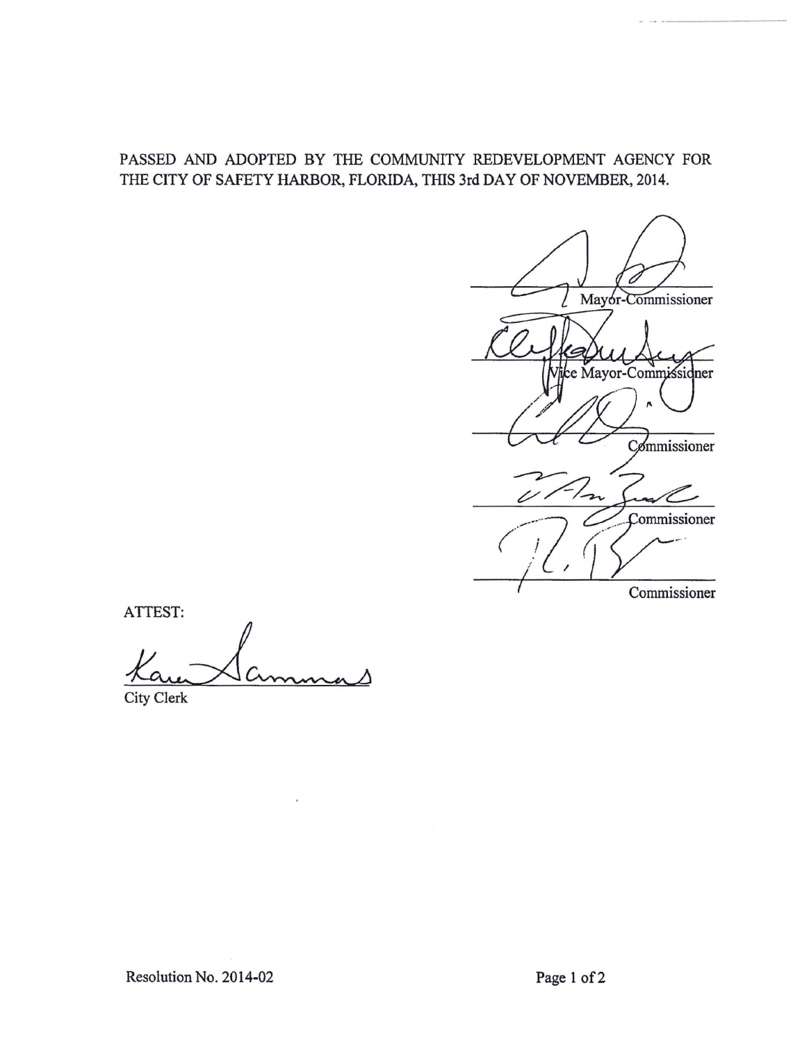PASSED AND ADOPTED BY THE COMMUNITY REDEVELOPMENT AGENCY FOR THE CITY OF SAFETY HARBOR, FLORIDA, THIS 3rd DAY OF NOVEMBER, 2014.

Mayor-Commissioner

Vice Mayor-Commissioner

Commissioner

Commissioner

Commissioner

ATTEST:

City Clerk

Resolution No. 2014-02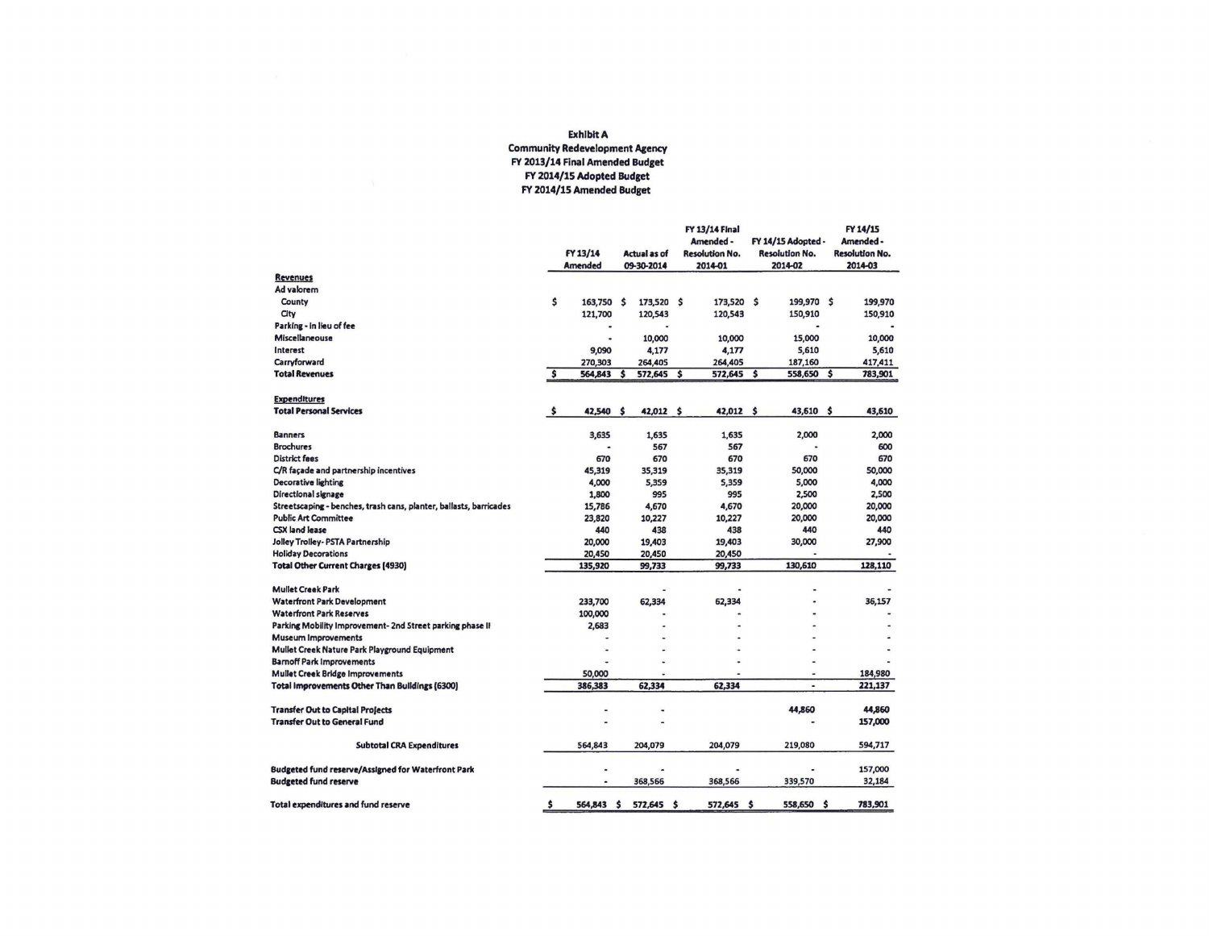**Exhibit A**
**Community Redevelopment Agency**
**FY 2013/14 Final Amended Budget**
**FY 2014/15 Adopted Budget**
**FY 2014/15 Amended Budget**

| | FY 13/14 Amended | Actual as of 09-30-2014 | FY 13/14 Final Amended - Resolution No. 2014-01 | FY 14/15 Adopted - Resolution No. 2014-02 | FY 14/15 Amended - Resolution No. 2014-03 |
|---|---|---|---|---|---|
| **Revenues** | | | | | |
| **Ad valorem** | | | | | |
| County | $ 163,750 | $ 173,520 | $ 173,520 | $ 199,970 | $ 199,970 |
| City | 121,700 | 120,543 | 120,543 | 150,910 | 150,910 |
| Parking - in lieu of fee | - | - | | - | - |
| Miscelleanouse | - | 10,000 | 10,000 | 15,000 | 10,000 |
| Interest | 9,090 | 4,177 | 4,177 | 5,610 | 5,610 |
| Carryforward | 270,303 | 264,405 | 264,405 | 187,160 | 417,411 |
| **Total Revenues** | $ 564,843 | $ 572,645 | $ 572,645 | $ 558,650 | $ 783,901 |
| | | | | | |
| **Expenditures** | | | | | |
| **Total Personal Services** | $ 42,540 | $ 42,012 | $ 42,012 | $ 43,610 | $ 43,610 |
| | | | | | |
| Banners | 3,635 | 1,635 | 1,635 | 2,000 | 2,000 |
| Brochures | - | 567 | 567 | - | 600 |
| District fees | 670 | 670 | 670 | 670 | 670 |
| C/R façade and partnership incentives | 45,319 | 35,319 | 35,319 | 50,000 | 50,000 |
| Decorative lighting | 4,000 | 5,359 | 5,359 | 5,000 | 4,000 |
| Directional signage | 1,800 | 995 | 995 | 2,500 | 2,500 |
| Streetscaping - benches, trash cans, planter, ballasts, barricades | 15,786 | 4,670 | 4,670 | 20,000 | 20,000 |
| Public Art Committee | 23,820 | 10,227 | 10,227 | 20,000 | 20,000 |
| CSX land lease | 440 | 438 | 438 | 440 | 440 |
| Jolley Trolley- PSTA Partnership | 20,000 | 19,403 | 19,403 | 30,000 | 27,900 |
| Holiday Decorations | 20,450 | 20,450 | 20,450 | - | - |
| **Total Other Current Charges (4930)** | 135,920 | 99,733 | 99,733 | 130,610 | 128,110 |
| | | | | | |
| Mullet Creek Park | | - | - | - | - |
| Waterfront Park Development | 233,700 | 62,334 | 62,334 | - | 36,157 |
| Waterfront Park Reserves | 100,000 | - | - | - | - |
| Parking Mobility Improvement- 2nd Street parking phase II | 2,683 | - | - | - | - |
| Museum Improvements | - | - | - | - | - |
| Mullet Creek Nature Park Playground Equipment | - | - | - | - | - |
| Barnoff Park Improvements | - | - | - | - | - |
| Mullet Creek Bridge Improvements | 50,000 | - | - | - | 184,980 |
| **Total Improvements Other Than Buildings (6300)** | 386,383 | 62,334 | 62,334 | - | 221,137 |
| | | | | | |
| **Transfer Out to Capital Projects** | - | - | | 44,860 | 44,860 |
| **Transfer Out to General Fund** | - | - | | - | 157,000 |
| | | | | | |
| **Subtotal CRA Expenditures** | 564,843 | 204,079 | 204,079 | 219,080 | 594,717 |
| | | | | | |
| **Budgeted fund reserve/Assigned for Waterfront Park** | - | - | - | - | 157,000 |
| **Budgeted fund reserve** | - | 368,566 | 368,566 | 339,570 | 32,184 |
| | | | | | |
| **Total expenditures and fund reserve** | $ 564,843 | $ 572,645 | $ 572,645 | $ 558,650 | $ 783,901 |